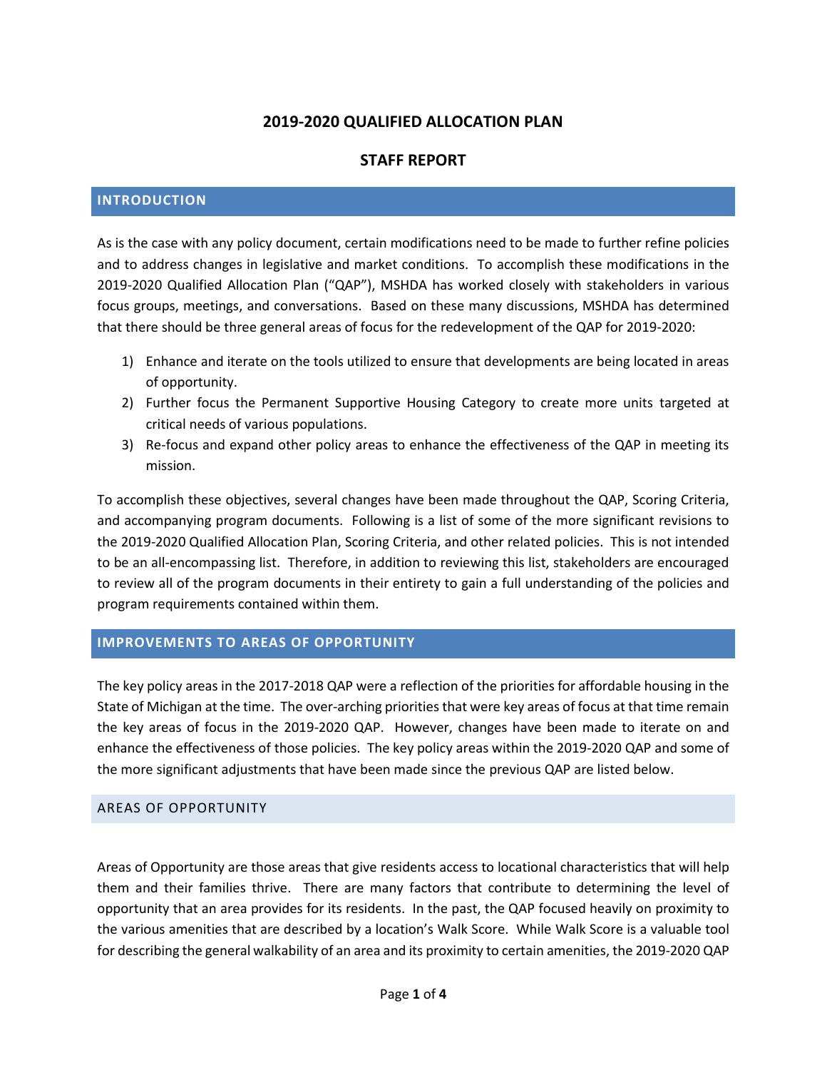# 2019-2020 QUALIFIED ALLOCATION PLAN

## STAFF REPORT

### INTRODUCTION

As is the case with any policy document, certain modifications need to be made to further refine policies and to address changes in legislative and market conditions. To accomplish these modifications in the 2019-2020 Qualified Allocation Plan ("QAP"), MSHDA has worked closely with stakeholders in various focus groups, meetings, and conversations. Based on these many discussions, MSHDA has determined that there should be three general areas of focus for the redevelopment of the QAP for 2019-2020:

1) Enhance and iterate on the tools utilized to ensure that developments are being located in areas of opportunity.
2) Further focus the Permanent Supportive Housing Category to create more units targeted at critical needs of various populations.
3) Re-focus and expand other policy areas to enhance the effectiveness of the QAP in meeting its mission.

To accomplish these objectives, several changes have been made throughout the QAP, Scoring Criteria, and accompanying program documents. Following is a list of some of the more significant revisions to the 2019-2020 Qualified Allocation Plan, Scoring Criteria, and other related policies. This is not intended to be an all-encompassing list. Therefore, in addition to reviewing this list, stakeholders are encouraged to review all of the program documents in their entirety to gain a full understanding of the policies and program requirements contained within them.

### IMPROVEMENTS TO AREAS OF OPPORTUNITY

The key policy areas in the 2017-2018 QAP were a reflection of the priorities for affordable housing in the State of Michigan at the time. The over-arching priorities that were key areas of focus at that time remain the key areas of focus in the 2019-2020 QAP. However, changes have been made to iterate on and enhance the effectiveness of those policies. The key policy areas within the 2019-2020 QAP and some of the more significant adjustments that have been made since the previous QAP are listed below.

#### AREAS OF OPPORTUNITY

Areas of Opportunity are those areas that give residents access to locational characteristics that will help them and their families thrive. There are many factors that contribute to determining the level of opportunity that an area provides for its residents. In the past, the QAP focused heavily on proximity to the various amenities that are described by a location's Walk Score. While Walk Score is a valuable tool for describing the general walkability of an area and its proximity to certain amenities, the 2019-2020 QAP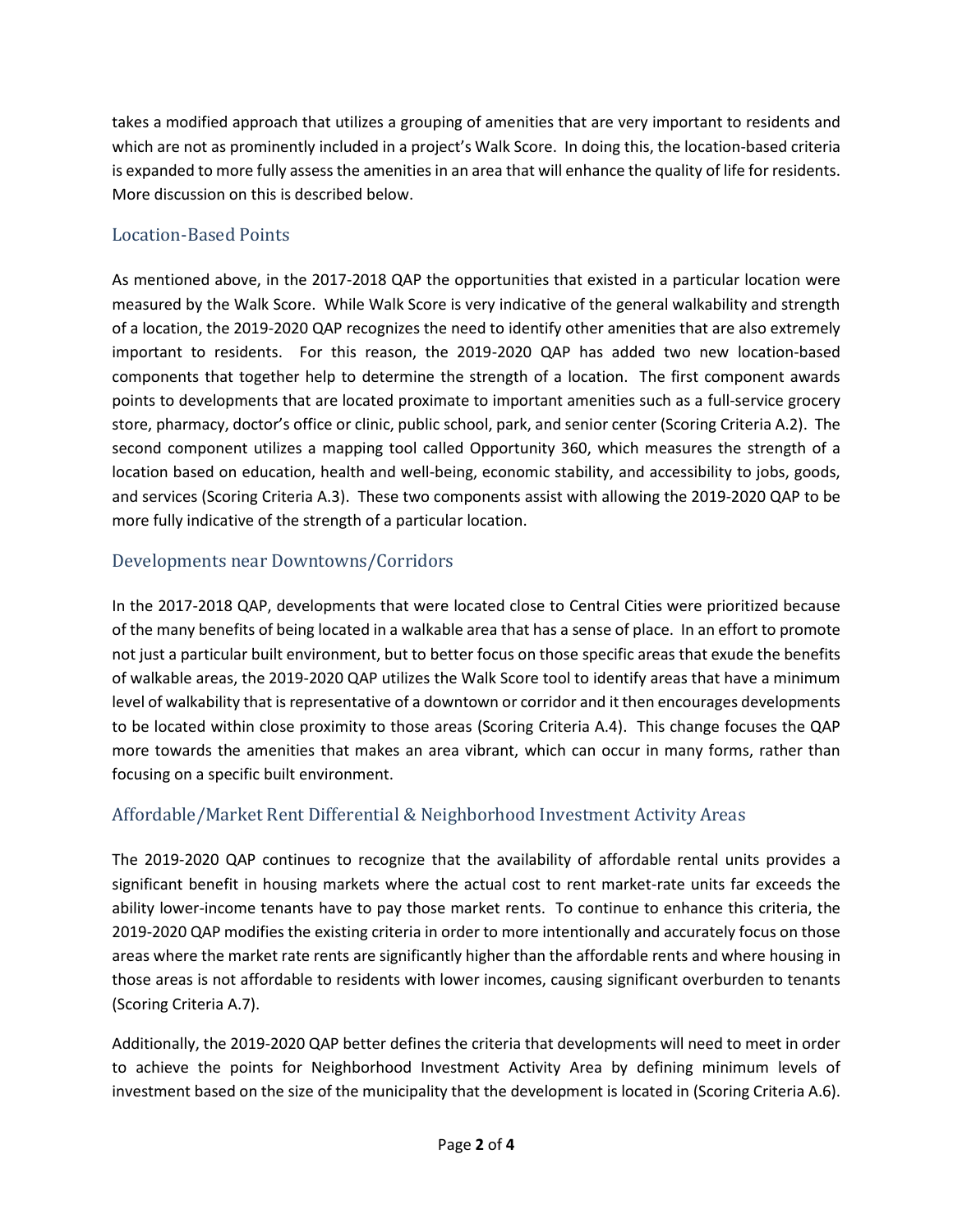takes a modified approach that utilizes a grouping of amenities that are very important to residents and which are not as prominently included in a project's Walk Score. In doing this, the location-based criteria is expanded to more fully assess the amenities in an area that will enhance the quality of life for residents. More discussion on this is described below.

## Location-Based Points

As mentioned above, in the 2017-2018 QAP the opportunities that existed in a particular location were measured by the Walk Score. While Walk Score is very indicative of the general walkability and strength of a location, the 2019-2020 QAP recognizes the need to identify other amenities that are also extremely important to residents. For this reason, the 2019-2020 QAP has added two new location-based components that together help to determine the strength of a location. The first component awards points to developments that are located proximate to important amenities such as a full-service grocery store, pharmacy, doctor's office or clinic, public school, park, and senior center (Scoring Criteria A.2). The second component utilizes a mapping tool called Opportunity 360, which measures the strength of a location based on education, health and well-being, economic stability, and accessibility to jobs, goods, and services (Scoring Criteria A.3). These two components assist with allowing the 2019-2020 QAP to be more fully indicative of the strength of a particular location.

## Developments near Downtowns/Corridors

In the 2017-2018 QAP, developments that were located close to Central Cities were prioritized because of the many benefits of being located in a walkable area that has a sense of place. In an effort to promote not just a particular built environment, but to better focus on those specific areas that exude the benefits of walkable areas, the 2019-2020 QAP utilizes the Walk Score tool to identify areas that have a minimum level of walkability that is representative of a downtown or corridor and it then encourages developments to be located within close proximity to those areas (Scoring Criteria A.4). This change focuses the QAP more towards the amenities that makes an area vibrant, which can occur in many forms, rather than focusing on a specific built environment.

## Affordable/Market Rent Differential & Neighborhood Investment Activity Areas

The 2019-2020 QAP continues to recognize that the availability of affordable rental units provides a significant benefit in housing markets where the actual cost to rent market-rate units far exceeds the ability lower-income tenants have to pay those market rents. To continue to enhance this criteria, the 2019-2020 QAP modifies the existing criteria in order to more intentionally and accurately focus on those areas where the market rate rents are significantly higher than the affordable rents and where housing in those areas is not affordable to residents with lower incomes, causing significant overburden to tenants (Scoring Criteria A.7).

Additionally, the 2019-2020 QAP better defines the criteria that developments will need to meet in order to achieve the points for Neighborhood Investment Activity Area by defining minimum levels of investment based on the size of the municipality that the development is located in (Scoring Criteria A.6).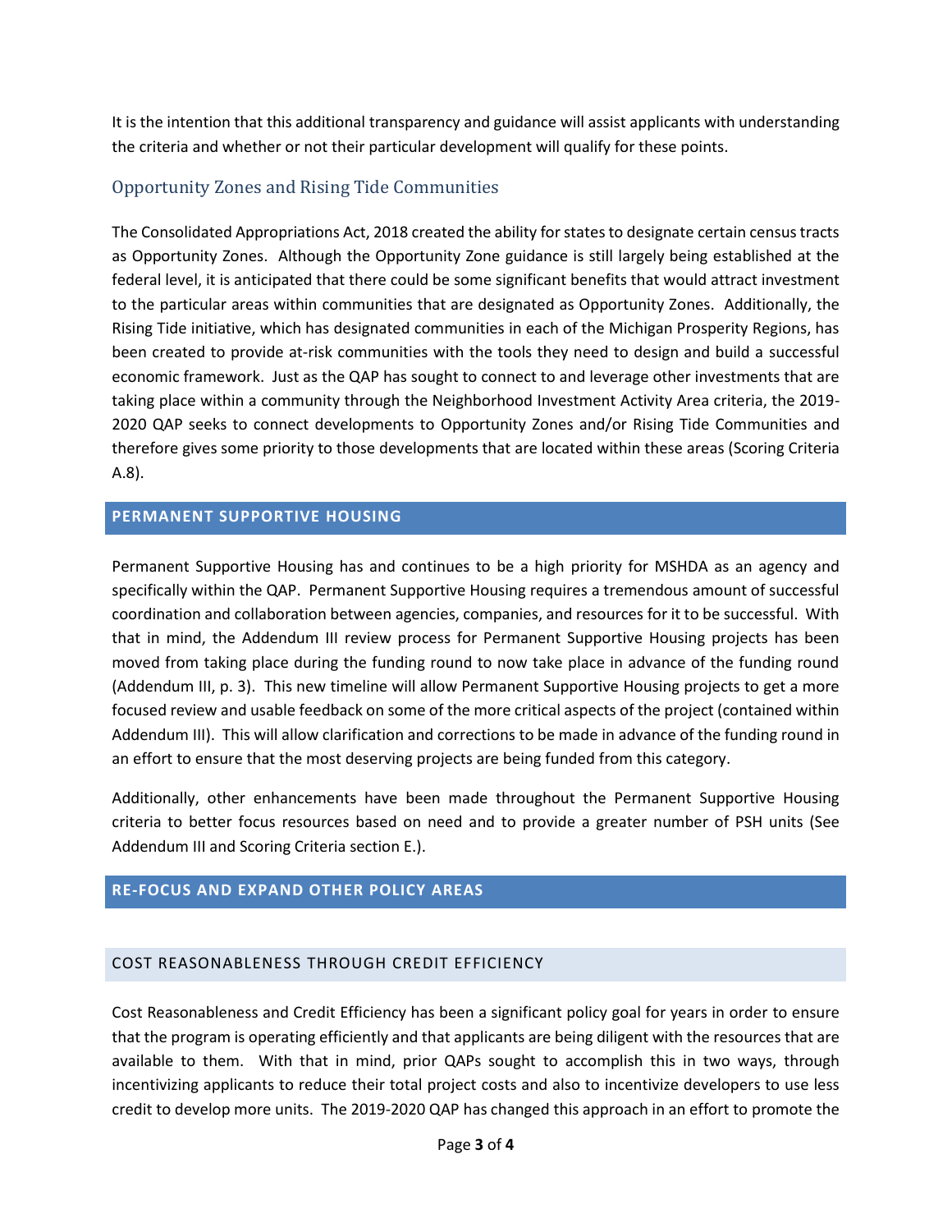It is the intention that this additional transparency and guidance will assist applicants with understanding the criteria and whether or not their particular development will qualify for these points.

### Opportunity Zones and Rising Tide Communities

The Consolidated Appropriations Act, 2018 created the ability for states to designate certain census tracts as Opportunity Zones. Although the Opportunity Zone guidance is still largely being established at the federal level, it is anticipated that there could be some significant benefits that would attract investment to the particular areas within communities that are designated as Opportunity Zones. Additionally, the Rising Tide initiative, which has designated communities in each of the Michigan Prosperity Regions, has been created to provide at-risk communities with the tools they need to design and build a successful economic framework. Just as the QAP has sought to connect to and leverage other investments that are taking place within a community through the Neighborhood Investment Activity Area criteria, the 2019-2020 QAP seeks to connect developments to Opportunity Zones and/or Rising Tide Communities and therefore gives some priority to those developments that are located within these areas (Scoring Criteria A.8).

## PERMANENT SUPPORTIVE HOUSING

Permanent Supportive Housing has and continues to be a high priority for MSHDA as an agency and specifically within the QAP. Permanent Supportive Housing requires a tremendous amount of successful coordination and collaboration between agencies, companies, and resources for it to be successful. With that in mind, the Addendum III review process for Permanent Supportive Housing projects has been moved from taking place during the funding round to now take place in advance of the funding round (Addendum III, p. 3). This new timeline will allow Permanent Supportive Housing projects to get a more focused review and usable feedback on some of the more critical aspects of the project (contained within Addendum III). This will allow clarification and corrections to be made in advance of the funding round in an effort to ensure that the most deserving projects are being funded from this category.

Additionally, other enhancements have been made throughout the Permanent Supportive Housing criteria to better focus resources based on need and to provide a greater number of PSH units (See Addendum III and Scoring Criteria section E.).

## RE-FOCUS AND EXPAND OTHER POLICY AREAS

### COST REASONABLENESS THROUGH CREDIT EFFICIENCY

Cost Reasonableness and Credit Efficiency has been a significant policy goal for years in order to ensure that the program is operating efficiently and that applicants are being diligent with the resources that are available to them. With that in mind, prior QAPs sought to accomplish this in two ways, through incentivizing applicants to reduce their total project costs and also to incentivize developers to use less credit to develop more units. The 2019-2020 QAP has changed this approach in an effort to promote the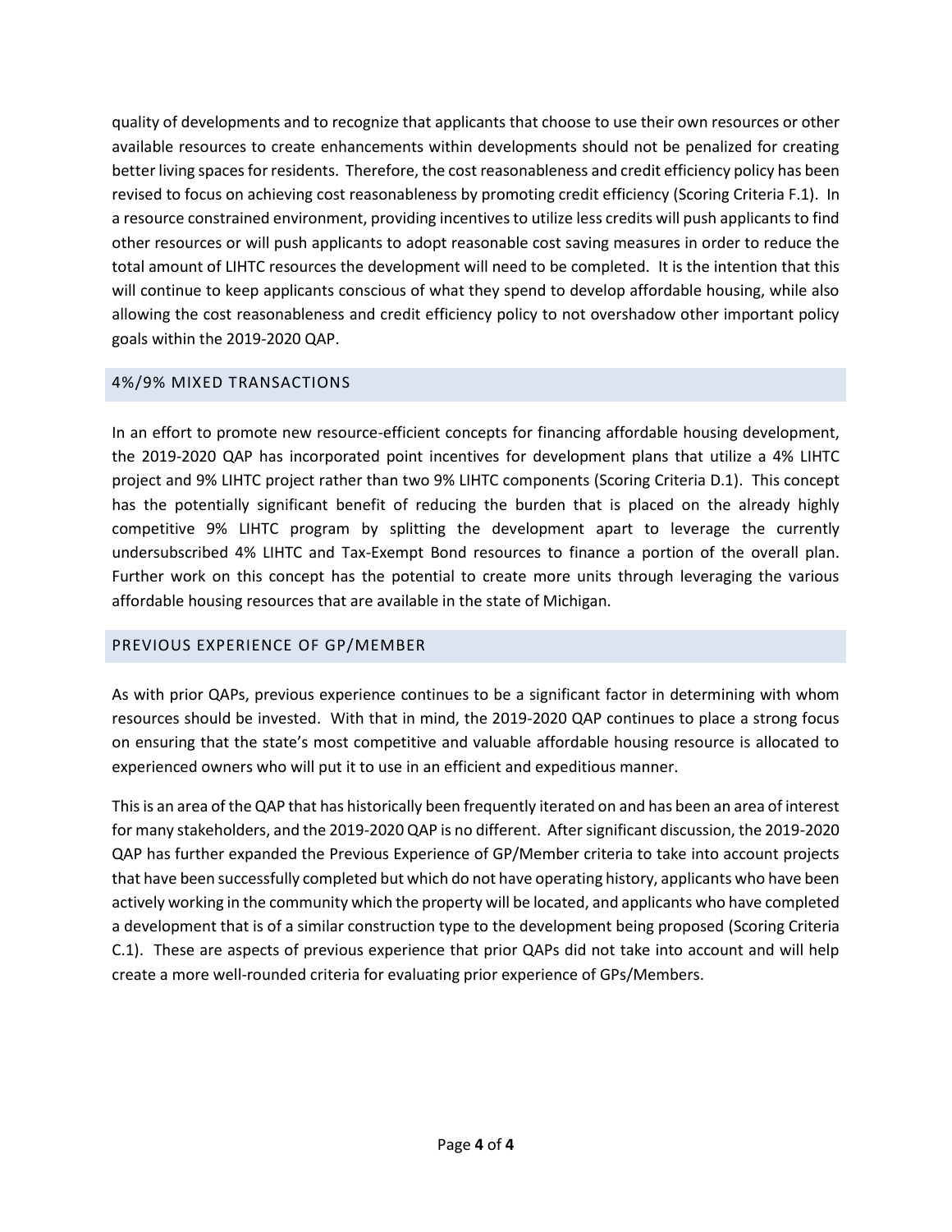quality of developments and to recognize that applicants that choose to use their own resources or other available resources to create enhancements within developments should not be penalized for creating better living spaces for residents. Therefore, the cost reasonableness and credit efficiency policy has been revised to focus on achieving cost reasonableness by promoting credit efficiency (Scoring Criteria F.1). In a resource constrained environment, providing incentives to utilize less credits will push applicants to find other resources or will push applicants to adopt reasonable cost saving measures in order to reduce the total amount of LIHTC resources the development will need to be completed. It is the intention that this will continue to keep applicants conscious of what they spend to develop affordable housing, while also allowing the cost reasonableness and credit efficiency policy to not overshadow other important policy goals within the 2019-2020 QAP.

## 4%/9% MIXED TRANSACTIONS

In an effort to promote new resource-efficient concepts for financing affordable housing development, the 2019-2020 QAP has incorporated point incentives for development plans that utilize a 4% LIHTC project and 9% LIHTC project rather than two 9% LIHTC components (Scoring Criteria D.1). This concept has the potentially significant benefit of reducing the burden that is placed on the already highly competitive 9% LIHTC program by splitting the development apart to leverage the currently undersubscribed 4% LIHTC and Tax-Exempt Bond resources to finance a portion of the overall plan. Further work on this concept has the potential to create more units through leveraging the various affordable housing resources that are available in the state of Michigan.

## PREVIOUS EXPERIENCE OF GP/MEMBER

As with prior QAPs, previous experience continues to be a significant factor in determining with whom resources should be invested. With that in mind, the 2019-2020 QAP continues to place a strong focus on ensuring that the state's most competitive and valuable affordable housing resource is allocated to experienced owners who will put it to use in an efficient and expeditious manner.

This is an area of the QAP that has historically been frequently iterated on and has been an area of interest for many stakeholders, and the 2019-2020 QAP is no different. After significant discussion, the 2019-2020 QAP has further expanded the Previous Experience of GP/Member criteria to take into account projects that have been successfully completed but which do not have operating history, applicants who have been actively working in the community which the property will be located, and applicants who have completed a development that is of a similar construction type to the development being proposed (Scoring Criteria C.1). These are aspects of previous experience that prior QAPs did not take into account and will help create a more well-rounded criteria for evaluating prior experience of GPs/Members.